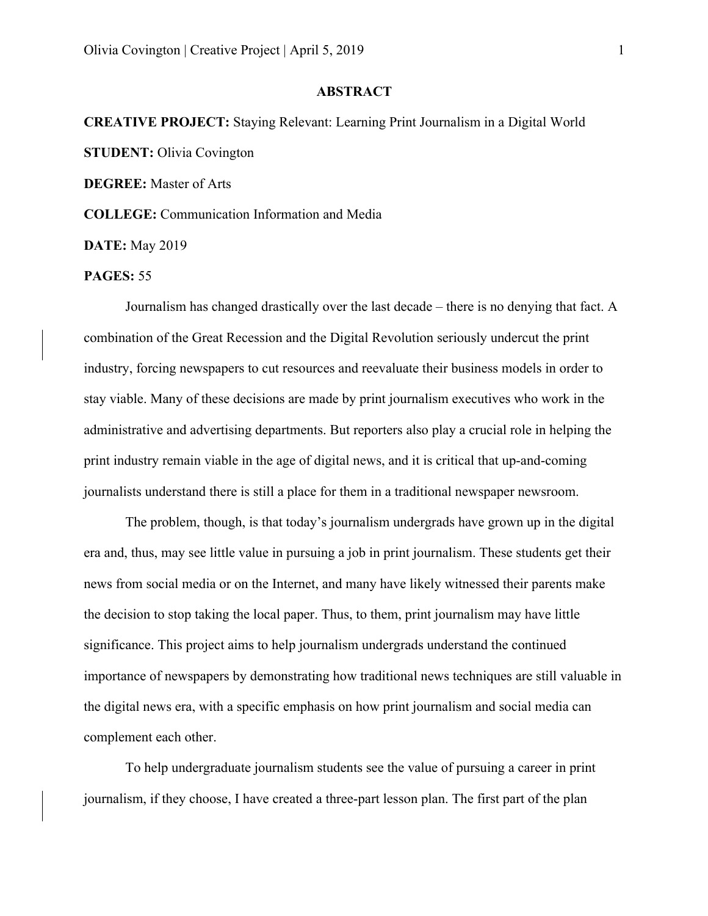# ABSTRACT

**CREATIVE PROJECT:** Staying Relevant: Learning Print Journalism in a Digital World

**STUDENT:** Olivia Covington

**DEGREE:** Master of Arts

**COLLEGE:** Communication Information and Media

**DATE:** May 2019

**PAGES:** 55

Journalism has changed drastically over the last decade – there is no denying that fact. A combination of the Great Recession and the Digital Revolution seriously undercut the print industry, forcing newspapers to cut resources and reevaluate their business models in order to stay viable. Many of these decisions are made by print journalism executives who work in the administrative and advertising departments. But reporters also play a crucial role in helping the print industry remain viable in the age of digital news, and it is critical that up-and-coming journalists understand there is still a place for them in a traditional newspaper newsroom.

The problem, though, is that today's journalism undergrads have grown up in the digital era and, thus, may see little value in pursuing a job in print journalism. These students get their news from social media or on the Internet, and many have likely witnessed their parents make the decision to stop taking the local paper. Thus, to them, print journalism may have little significance. This project aims to help journalism undergrads understand the continued importance of newspapers by demonstrating how traditional news techniques are still valuable in the digital news era, with a specific emphasis on how print journalism and social media can complement each other.

To help undergraduate journalism students see the value of pursuing a career in print journalism, if they choose, I have created a three-part lesson plan. The first part of the plan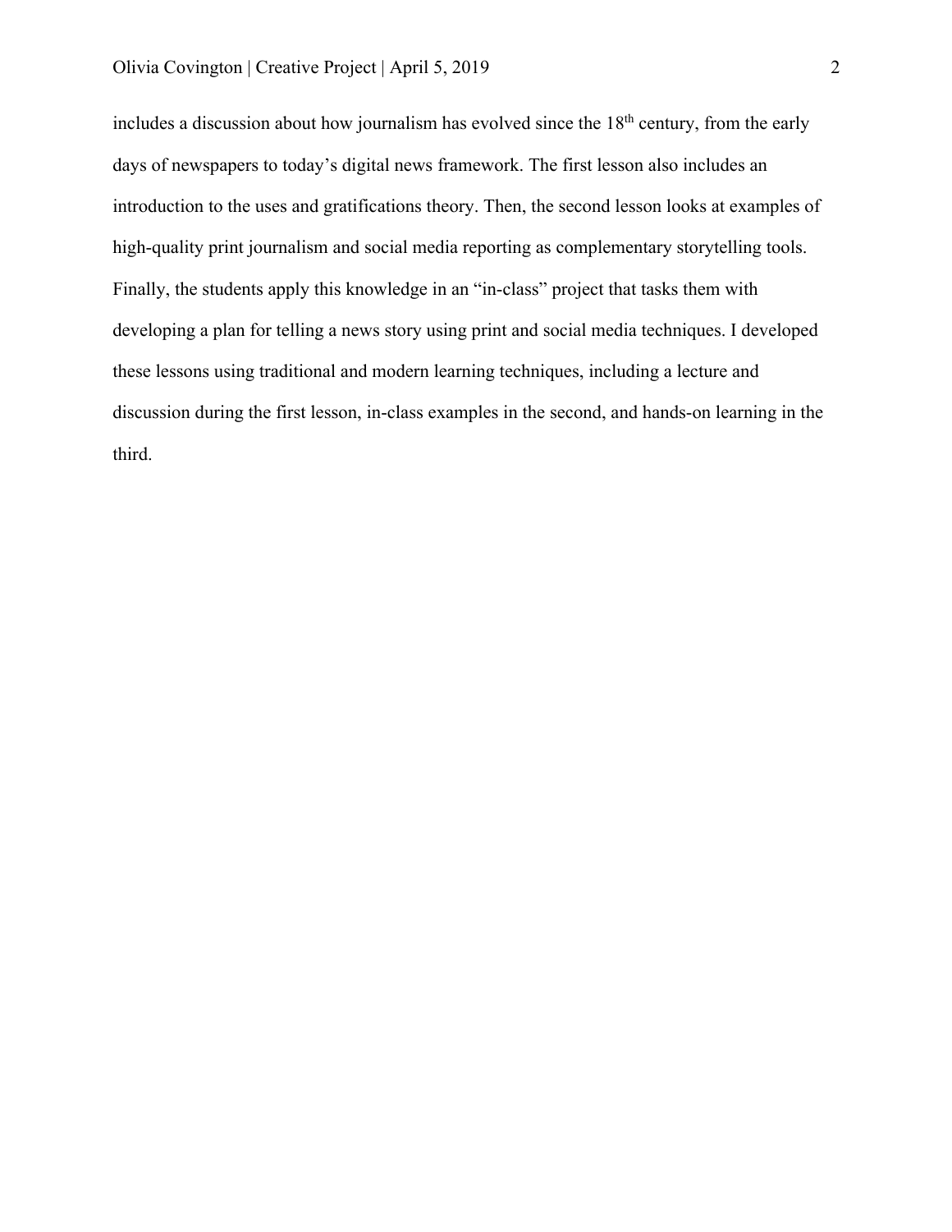includes a discussion about how journalism has evolved since the 18th century, from the early days of newspapers to today's digital news framework. The first lesson also includes an introduction to the uses and gratifications theory. Then, the second lesson looks at examples of high-quality print journalism and social media reporting as complementary storytelling tools. Finally, the students apply this knowledge in an "in-class" project that tasks them with developing a plan for telling a news story using print and social media techniques. I developed these lessons using traditional and modern learning techniques, including a lecture and discussion during the first lesson, in-class examples in the second, and hands-on learning in the third.